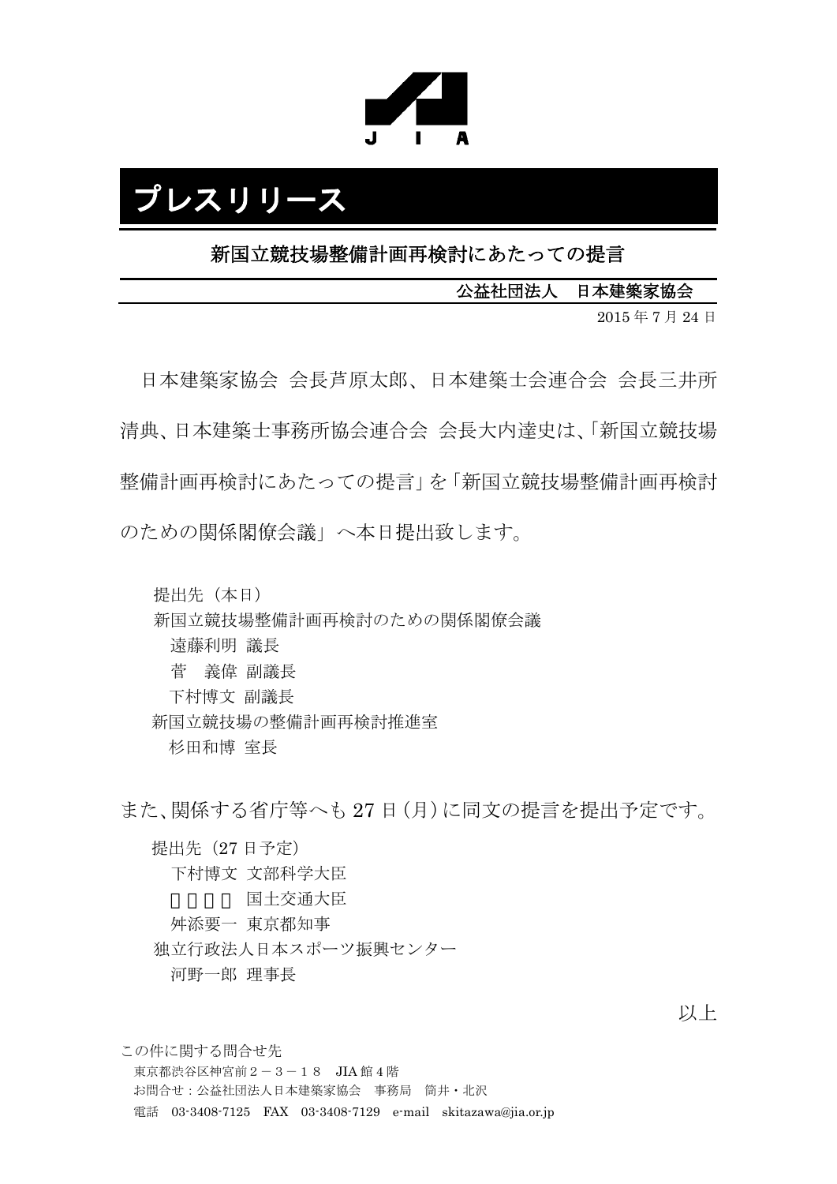# プレスリリース

## 新国立競技場整備計画再検討にあたっての提言

**公益社団法人　日本建築家協会**

2015 年 7 月 24 日

日本建築家協会 会長芦原太郎、日本建築士会連合会 会長三井所清典、日本建築士事務所協会連合会 会長大内達史は、「新国立競技場整備計画再検討にあたっての提言」を「新国立競技場整備計画再検討のための関係閣僚会議」へ本日提出致します。

提出先（本日）
新国立競技場整備計画再検討のための関係閣僚会議
　遠藤利明 議長
　菅　義偉 副議長
　下村博文 副議長
新国立競技場の整備計画再検討推進室
　杉田和博 室長

また、関係する省庁等へも 27 日（月）に同文の提言を提出予定です。

提出先（27 日予定）
　下村博文 文部科学大臣
　□□□□ 国土交通大臣
　舛添要一 東京都知事
独立行政法人日本スポーツ振興センター
　河野一郎 理事長

以上

この件に関する問合せ先
東京都渋谷区神宮前２－３－１８　JIA 館 4 階
お問合せ：公益社団法人日本建築家協会　事務局　筒井・北沢
電話　03-3408-7125　FAX　03-3408-7129　e-mail　skitazawa@jia.or.jp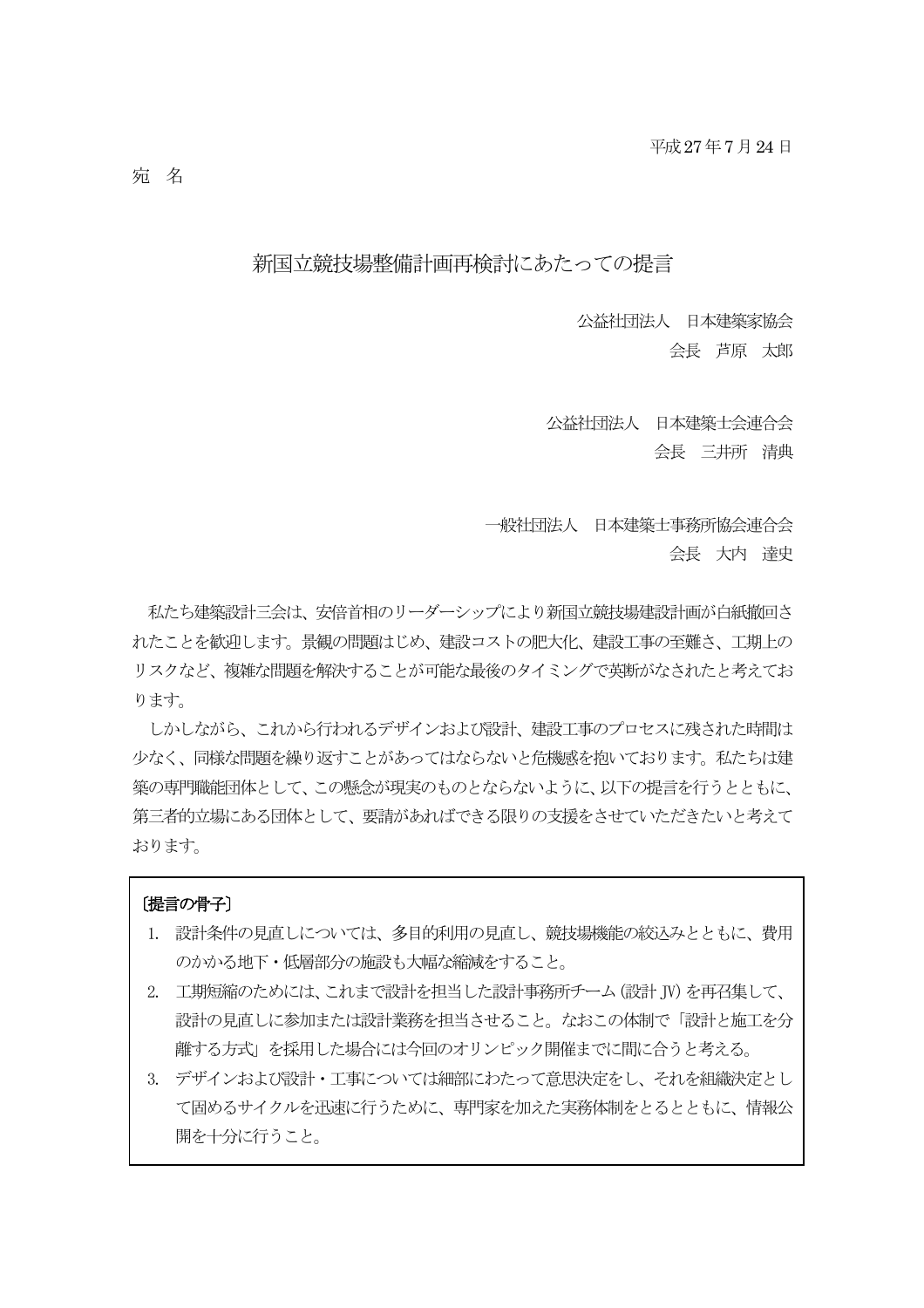平成27年7月24日

宛　名

# 新国立競技場整備計画再検討にあたっての提言

公益社団法人　日本建築家協会
会長　芦原　太郎

公益社団法人　日本建築士会連合会
会長　三井所　清典

一般社団法人　日本建築士事務所協会連合会
会長　大内　達史

私たち建築設計三会は、安倍首相のリーダーシップにより新国立競技場建設計画が白紙撤回されたことを歓迎します。景観の問題はじめ、建設コストの肥大化、建設工事の至難さ、工期上のリスクなど、複雑な問題を解決することが可能な最後のタイミングで英断がなされたと考えております。

しかしながら、これから行われるデザインおよび設計、建設工事のプロセスに残された時間は少なく、同様な問題を繰り返すことがあってはならないと危機感を抱いております。私たちは建築の専門職能団体として、この懸念が現実のものとならないように、以下の提言を行うとともに、第三者的立場にある団体として、要請があればできる限りの支援をさせていただきたいと考えております。

〔提言の骨子〕

1. 設計条件の見直しについては、多目的利用の見直し、競技場機能の絞込みとともに、費用のかかる地下・低層部分の施設も大幅な縮減をすること。
2. 工期短縮のためには、これまで設計を担当した設計事務所チーム（設計JV）を再召集して、設計の見直しに参加または設計業務を担当させること。なおこの体制で「設計と施工を分離する方式」を採用した場合には今回のオリンピック開催までに間に合うと考える。
3. デザインおよび設計・工事については細部にわたって意思決定をし、それを組織決定として固めるサイクルを迅速に行うために、専門家を加えた実務体制をとるとともに、情報公開を十分に行うこと。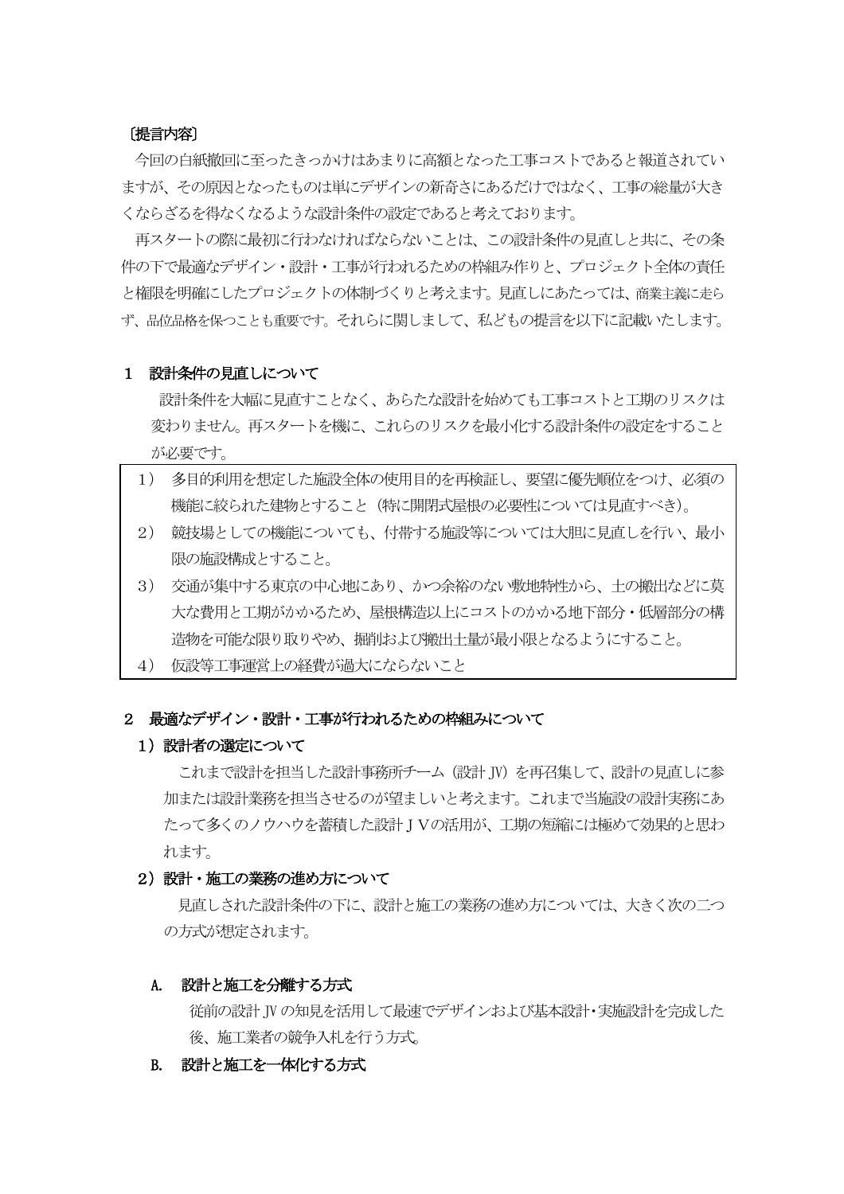〔提言内容〕

今回の白紙撤回に至ったきっかけはあまりに高額となった工事コストであると報道されていますが、その原因となったものは単にデザインの新奇さにあるだけではなく、工事の総量が大きくならざるを得なくなるような設計条件の設定であると考えております。

再スタートの際に最初に行わなければならないことは、この設計条件の見直しと共に、その条件の下で最適なデザイン・設計・工事が行われるための枠組み作りと、プロジェクト全体の責任と権限を明確にしたプロジェクトの体制づくりと考えます。見直しにあたっては、商業主義に走らず、品位品格を保つことも重要です。それらに関しまして、私どもの提言を以下に記載いたします。

## 1　設計条件の見直しについて

設計条件を大幅に見直すことなく、あらたな設計を始めても工事コストと工期のリスクは変わりません。再スタートを機に、これらのリスクを最小化する設計条件の設定をすることが必要です。

1） 多目的利用を想定した施設全体の使用目的を再検証し、要望に優先順位をつけ、必須の機能に絞られた建物とすること（特に開閉式屋根の必要性については見直すべき）。
2） 競技場としての機能についても、付帯する施設等については大胆に見直しを行い、最小限の施設構成とすること。
3） 交通が集中する東京の中心地にあり、かつ余裕のない敷地特性から、土の搬出などに莫大な費用と工期がかかるため、屋根構造以上にコストのかかる地下部分・低層部分の構造物を可能な限り取りやめ、掘削および搬出土量が最小限となるようにすること。
4） 仮設等工事運営上の経費が過大にならないこと

## 2　最適なデザイン・設計・工事が行われるための枠組みについて

### 1）設計者の選定について

これまで設計を担当した設計事務所チーム（設計 JV）を再召集して、設計の見直しに参加または設計業務を担当させるのが望ましいと考えます。これまで当施設の設計実務にあたって多くのノウハウを蓄積した設計ＪＶの活用が、工期の短縮には極めて効果的と思われます。

### 2）設計・施工の業務の進め方について

見直しされた設計条件の下に、設計と施工の業務の進め方については、大きく次の二つの方式が想定されます。

**A.　設計と施工を分離する方式**

従前の設計 JV の知見を活用して最速でデザインおよび基本設計･実施設計を完成した後、施工業者の競争入札を行う方式。

**B.　設計と施工を一体化する方式**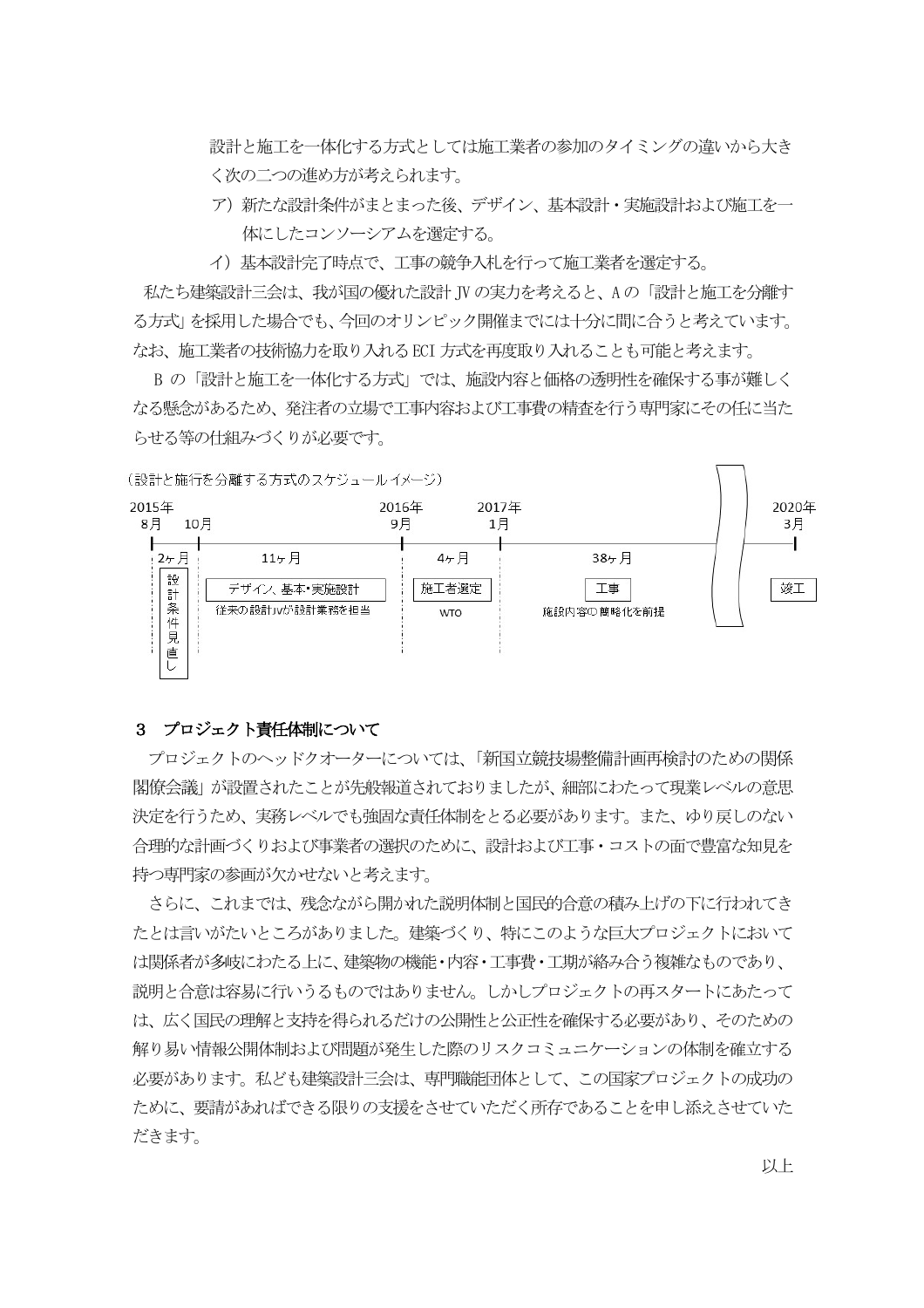設計と施工を一体化する方式としては施工業者の参加のタイミングの違いから大きく次の二つの進め方が考えられます。

ア）新たな設計条件がまとまった後、デザイン、基本設計・実施設計および施工を一体にしたコンソーシアムを選定する。

イ）基本設計完了時点で、工事の競争入札を行って施工業者を選定する。

私たち建築設計三会は、我が国の優れた設計JVの実力を考えると、Aの「設計と施工を分離する方式」を採用した場合でも、今回のオリンピック開催までには十分に間に合うと考えています。なお、施工業者の技術協力を取り入れるECI方式を再度取り入れることも可能と考えます。

Bの「設計と施工を一体化する方式」では、施設内容と価格の透明性を確保する事が難しくなる懸念があるため、発注者の立場で工事内容および工事費の精査を行う専門家にその任に当たらせる等の仕組みづくりが必要です。

（設計と施行を分離する方式のスケジュールイメージ）

| 2015年8月〜10月 | 2015年10月〜2016年9月 | 2016年9月〜2017年1月 | 2017年1月〜 | 2020年3月 |
|---|---|---|---|---|
| 2ヶ月 | 11ヶ月 | 4ヶ月 | 38ヶ月 | |
| 設計条件見直し | デザイン、基本・実施設計<br>従来の設計JVが設計業務を担当 | 施工者選定<br>WTO | 工事<br>施設内容の簡略化を前提 | 竣工 |

## 3　プロジェクト責任体制について

プロジェクトのヘッドクオーターについては、「新国立競技場整備計画再検討のための関係閣僚会議」が設置されたことが先般報道されておりましたが、細部にわたって現業レベルの意思決定を行うため、実務レベルでも強固な責任体制をとる必要があります。また、ゆり戻しのない合理的な計画づくりおよび事業者の選択のために、設計および工事・コストの面で豊富な知見を持つ専門家の参画が欠かせないと考えます。

さらに、これまでは、残念ながら開かれた説明体制と国民的合意の積み上げの下に行われてきたとは言いがたいところがありました。建築づくり、特にこのような巨大プロジェクトにおいては関係者が多岐にわたる上に、建築物の機能・内容・工事費・工期が絡み合う複雑なものであり、説明と合意は容易に行いうるものではありません。しかしプロジェクトの再スタートにあたっては、広く国民の理解と支持を得られるだけの公開性と公正性を確保する必要があり、そのための解り易い情報公開体制および問題が発生した際のリスクコミュニケーションの体制を確立する必要があります。私ども建築設計三会は、専門職能団体として、この国家プロジェクトの成功のために、要請があればできる限りの支援をさせていただく所存であることを申し添えさせていただきます。

以上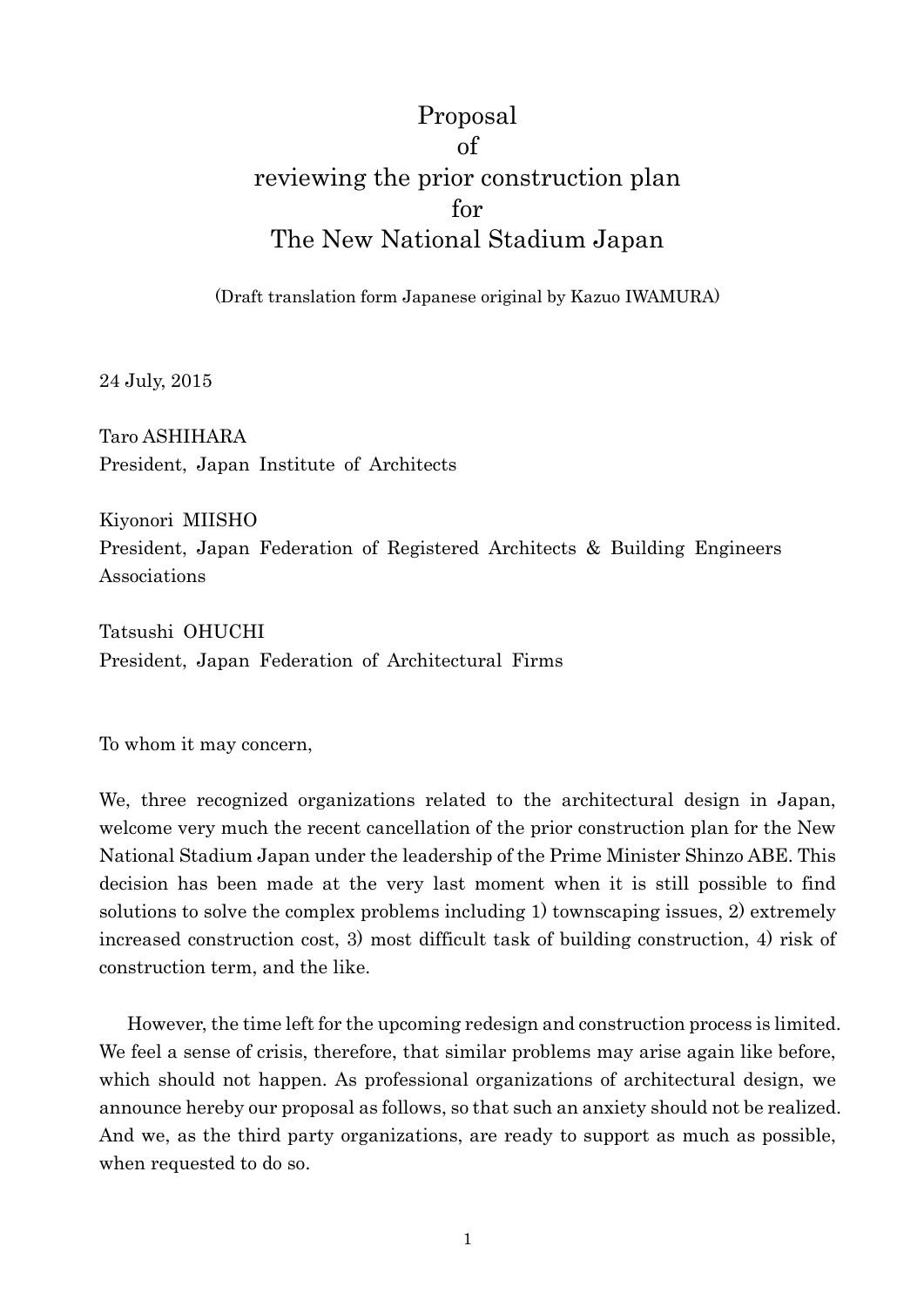# Proposal
# of
# reviewing the prior construction plan
# for
# The New National Stadium Japan

(Draft translation form Japanese original by Kazuo IWAMURA)

24 July, 2015

Taro ASHIHARA
President, Japan Institute of Architects

Kiyonori MIISHO
President, Japan Federation of Registered Architects & Building Engineers Associations

Tatsushi OHUCHI
President, Japan Federation of Architectural Firms

To whom it may concern,

We, three recognized organizations related to the architectural design in Japan, welcome very much the recent cancellation of the prior construction plan for the New National Stadium Japan under the leadership of the Prime Minister Shinzo ABE. This decision has been made at the very last moment when it is still possible to find solutions to solve the complex problems including 1) townscaping issues, 2) extremely increased construction cost, 3) most difficult task of building construction, 4) risk of construction term, and the like.

However, the time left for the upcoming redesign and construction process is limited. We feel a sense of crisis, therefore, that similar problems may arise again like before, which should not happen. As professional organizations of architectural design, we announce hereby our proposal as follows, so that such an anxiety should not be realized. And we, as the third party organizations, are ready to support as much as possible, when requested to do so.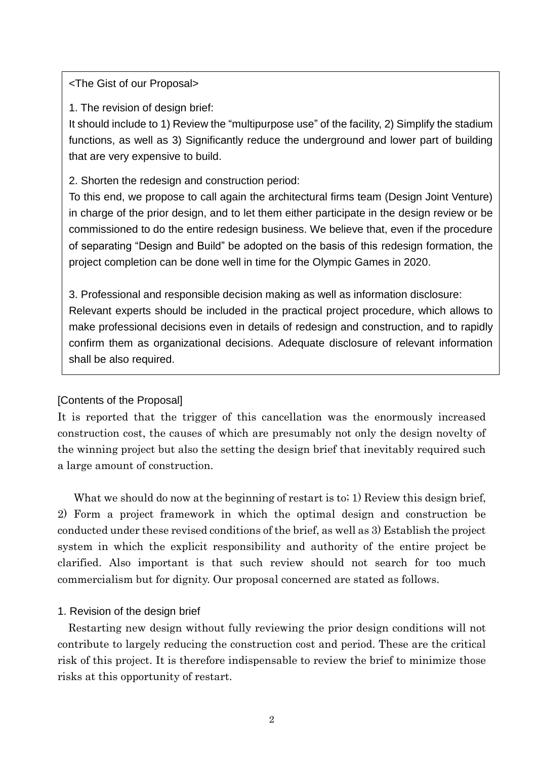<The Gist of our Proposal>

1. The revision of design brief:
It should include to 1) Review the “multipurpose use” of the facility, 2) Simplify the stadium functions, as well as 3) Significantly reduce the underground and lower part of building that are very expensive to build.

2. Shorten the redesign and construction period:
To this end, we propose to call again the architectural firms team (Design Joint Venture) in charge of the prior design, and to let them either participate in the design review or be commissioned to do the entire redesign business. We believe that, even if the procedure of separating “Design and Build” be adopted on the basis of this redesign formation, the project completion can be done well in time for the Olympic Games in 2020.

3. Professional and responsible decision making as well as information disclosure:
Relevant experts should be included in the practical project procedure, which allows to make professional decisions even in details of redesign and construction, and to rapidly confirm them as organizational decisions. Adequate disclosure of relevant information shall be also required.

[Contents of the Proposal]

It is reported that the trigger of this cancellation was the enormously increased construction cost, the causes of which are presumably not only the design novelty of the winning project but also the setting the design brief that inevitably required such a large amount of construction.

What we should do now at the beginning of restart is to; 1) Review this design brief, 2) Form a project framework in which the optimal design and construction be conducted under these revised conditions of the brief, as well as 3) Establish the project system in which the explicit responsibility and authority of the entire project be clarified. Also important is that such review should not search for too much commercialism but for dignity. Our proposal concerned are stated as follows.

1. Revision of the design brief

Restarting new design without fully reviewing the prior design conditions will not contribute to largely reducing the construction cost and period. These are the critical risk of this project. It is therefore indispensable to review the brief to minimize those risks at this opportunity of restart.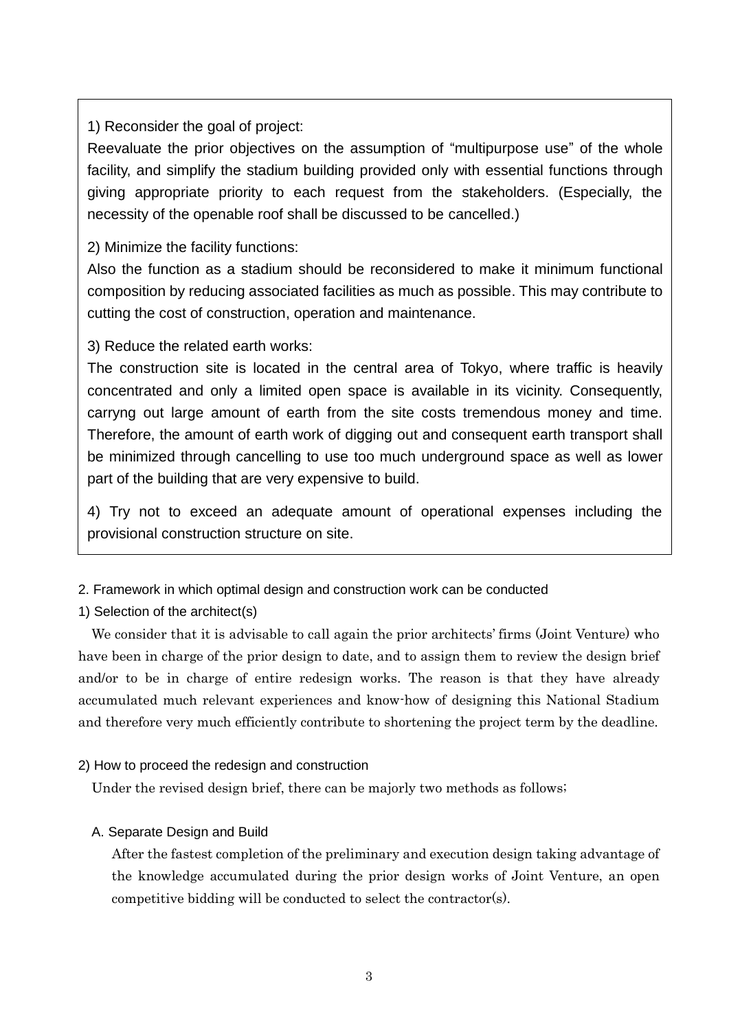1) Reconsider the goal of project:

Reevaluate the prior objectives on the assumption of "multipurpose use" of the whole facility, and simplify the stadium building provided only with essential functions through giving appropriate priority to each request from the stakeholders. (Especially, the necessity of the openable roof shall be discussed to be cancelled.)

2) Minimize the facility functions:

Also the function as a stadium should be reconsidered to make it minimum functional composition by reducing associated facilities as much as possible. This may contribute to cutting the cost of construction, operation and maintenance.

3) Reduce the related earth works:

The construction site is located in the central area of Tokyo, where traffic is heavily concentrated and only a limited open space is available in its vicinity. Consequently, carryng out large amount of earth from the site costs tremendous money and time. Therefore, the amount of earth work of digging out and consequent earth transport shall be minimized through cancelling to use too much underground space as well as lower part of the building that are very expensive to build.

4) Try not to exceed an adequate amount of operational expenses including the provisional construction structure on site.

## 2. Framework in which optimal design and construction work can be conducted

### 1) Selection of the architect(s)

We consider that it is advisable to call again the prior architects' firms (Joint Venture) who have been in charge of the prior design to date, and to assign them to review the design brief and/or to be in charge of entire redesign works. The reason is that they have already accumulated much relevant experiences and know-how of designing this National Stadium and therefore very much efficiently contribute to shortening the project term by the deadline.

### 2) How to proceed the redesign and construction

Under the revised design brief, there can be majorly two methods as follows;

#### A. Separate Design and Build

After the fastest completion of the preliminary and execution design taking advantage of the knowledge accumulated during the prior design works of Joint Venture, an open competitive bidding will be conducted to select the contractor(s).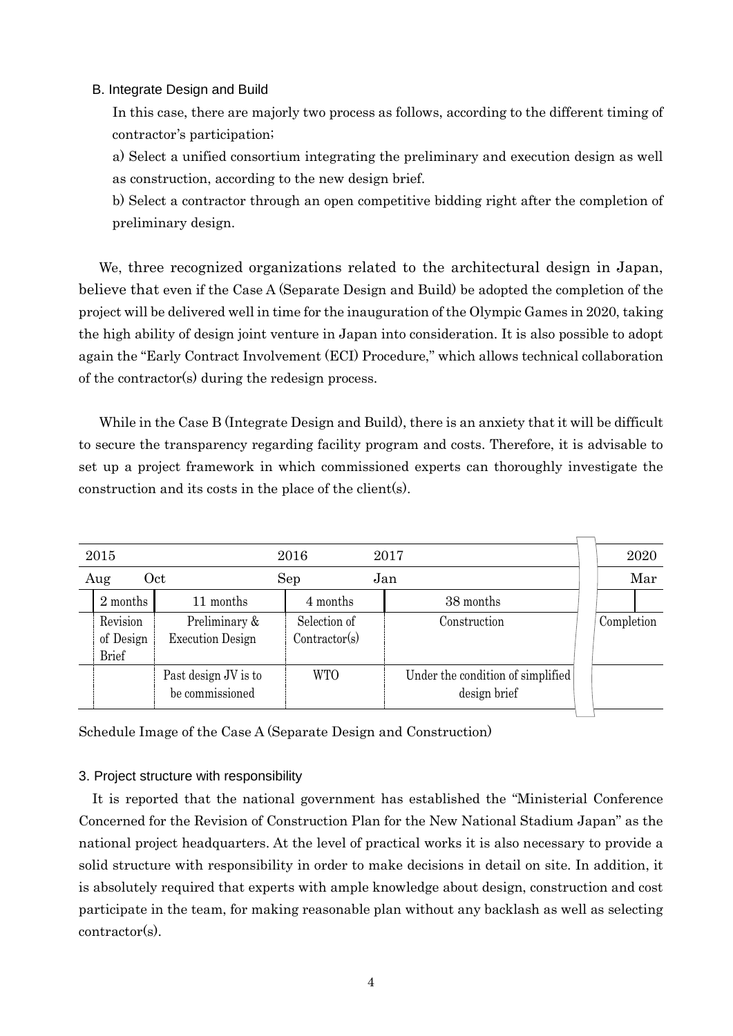### B. Integrate Design and Build

In this case, there are majorly two process as follows, according to the different timing of contractor's participation;

a) Select a unified consortium integrating the preliminary and execution design as well as construction, according to the new design brief.

b) Select a contractor through an open competitive bidding right after the completion of preliminary design.

We, three recognized organizations related to the architectural design in Japan, believe that even if the Case A (Separate Design and Build) be adopted the completion of the project will be delivered well in time for the inauguration of the Olympic Games in 2020, taking the high ability of design joint venture in Japan into consideration. It is also possible to adopt again the "Early Contract Involvement (ECI) Procedure," which allows technical collaboration of the contractor(s) during the redesign process.

While in the Case B (Integrate Design and Build), there is an anxiety that it will be difficult to secure the transparency regarding facility program and costs. Therefore, it is advisable to set up a project framework in which commissioned experts can thoroughly investigate the construction and its costs in the place of the client(s).

| 2015 | | 2016 | 2017 | 2020 |
|---|---|---|---|---|
| Aug | Oct | Sep | Jan | Mar |
| 2 months | 11 months | 4 months | 38 months | |
| Revision of Design Brief | Preliminary & Execution Design | Selection of Contractor(s) | Construction | Completion |
| | Past design JV is to be commissioned | WTO | Under the condition of simplified design brief | |

Schedule Image of the Case A (Separate Design and Construction)

## 3. Project structure with responsibility

It is reported that the national government has established the "Ministerial Conference Concerned for the Revision of Construction Plan for the New National Stadium Japan" as the national project headquarters. At the level of practical works it is also necessary to provide a solid structure with responsibility in order to make decisions in detail on site. In addition, it is absolutely required that experts with ample knowledge about design, construction and cost participate in the team, for making reasonable plan without any backlash as well as selecting contractor(s).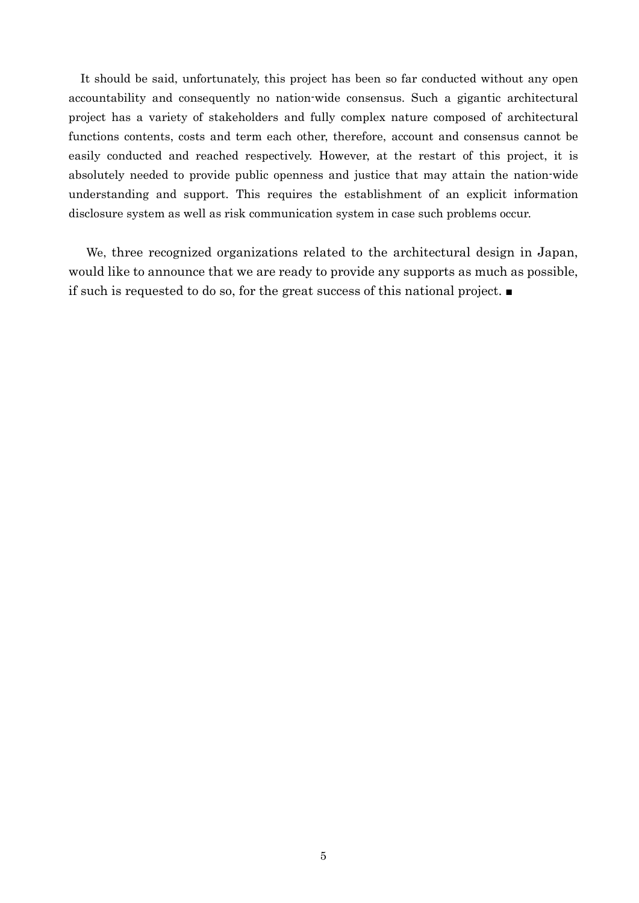It should be said, unfortunately, this project has been so far conducted without any open accountability and consequently no nation-wide consensus. Such a gigantic architectural project has a variety of stakeholders and fully complex nature composed of architectural functions contents, costs and term each other, therefore, account and consensus cannot be easily conducted and reached respectively. However, at the restart of this project, it is absolutely needed to provide public openness and justice that may attain the nation-wide understanding and support. This requires the establishment of an explicit information disclosure system as well as risk communication system in case such problems occur.

We, three recognized organizations related to the architectural design in Japan, would like to announce that we are ready to provide any supports as much as possible, if such is requested to do so, for the great success of this national project. ■